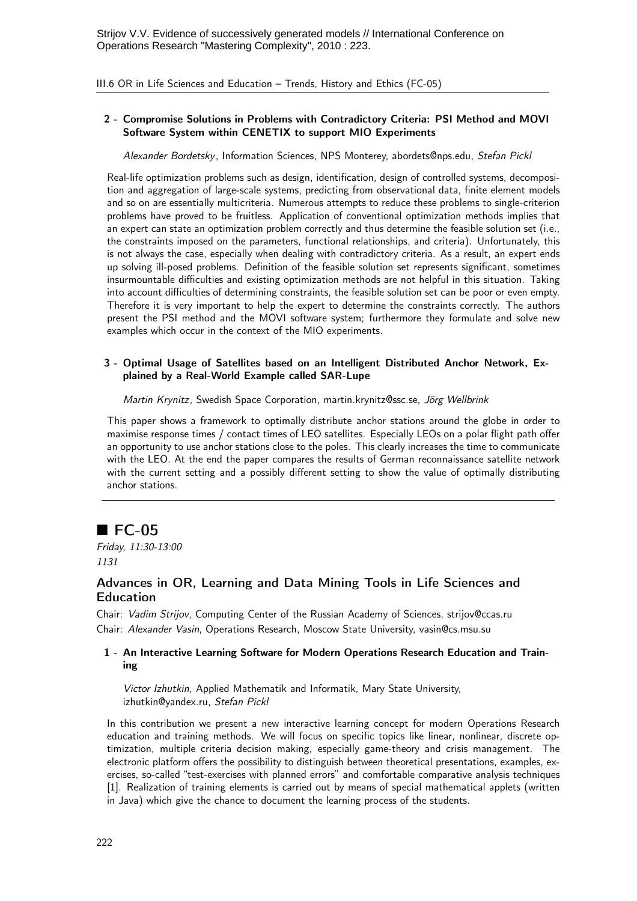Strijov V.V. Evidence of successively generated models // International Conference on Operations Research "Mastering Complexity", 2010 : 223.

III.6 OR in Life Sciences and Education – Trends, History and Ethics (FC-05)

**2 - Compromise Solutions in Problems with Contradictory Criteria: PSI Method and MOVI Software System within CENETIX to support MIO Experiments**

*Alexander Bordetsky*, Information Sciences, NPS Monterey, abordets@nps.edu, *Stefan Pickl*

Real-life optimization problems such as design, identification, design of controlled systems, decomposition and aggregation of large-scale systems, predicting from observational data, finite element models and so on are essentially multicriteria. Numerous attempts to reduce these problems to single-criterion problems have proved to be fruitless. Application of conventional optimization methods implies that an expert can state an optimization problem correctly and thus determine the feasible solution set (i.e., the constraints imposed on the parameters, functional relationships, and criteria). Unfortunately, this is not always the case, especially when dealing with contradictory criteria. As a result, an expert ends up solving ill-posed problems. Definition of the feasible solution set represents significant, sometimes insurmountable difficulties and existing optimization methods are not helpful in this situation. Taking into account difficulties of determining constraints, the feasible solution set can be poor or even empty. Therefore it is very important to help the expert to determine the constraints correctly. The authors present the PSI method and the MOVI software system; furthermore they formulate and solve new examples which occur in the context of the MIO experiments.

**3 - Optimal Usage of Satellites based on an Intelligent Distributed Anchor Network, Explained by a Real-World Example called SAR-Lupe**

*Martin Krynitz*, Swedish Space Corporation, martin.krynitz@ssc.se, *Jörg Wellbrink*

This paper shows a framework to optimally distribute anchor stations around the globe in order to maximise response times / contact times of LEO satellites. Especially LEOs on a polar flight path offer an opportunity to use anchor stations close to the poles. This clearly increases the time to communicate with the LEO. At the end the paper compares the results of German reconnaissance satellite network with the current setting and a possibly different setting to show the value of optimally distributing anchor stations.

---

## ■ FC-05

*Friday, 11:30-13:00*
*1131*

### Advances in OR, Learning and Data Mining Tools in Life Sciences and Education

Chair: *Vadim Strijov*, Computing Center of the Russian Academy of Sciences, strijov@ccas.ru
Chair: *Alexander Vasin*, Operations Research, Moscow State University, vasin@cs.msu.su

**1 - An Interactive Learning Software for Modern Operations Research Education and Training**

*Victor Izhutkin*, Applied Mathematik and Informatik, Mary State University, izhutkin@yandex.ru, *Stefan Pickl*

In this contribution we present a new interactive learning concept for modern Operations Research education and training methods. We will focus on specific topics like linear, nonlinear, discrete optimization, multiple criteria decision making, especially game-theory and crisis management. The electronic platform offers the possibility to distinguish between theoretical presentations, examples, exercises, so-called "test-exercises with planned errors" and comfortable comparative analysis techniques [1]. Realization of training elements is carried out by means of special mathematical applets (written in Java) which give the chance to document the learning process of the students.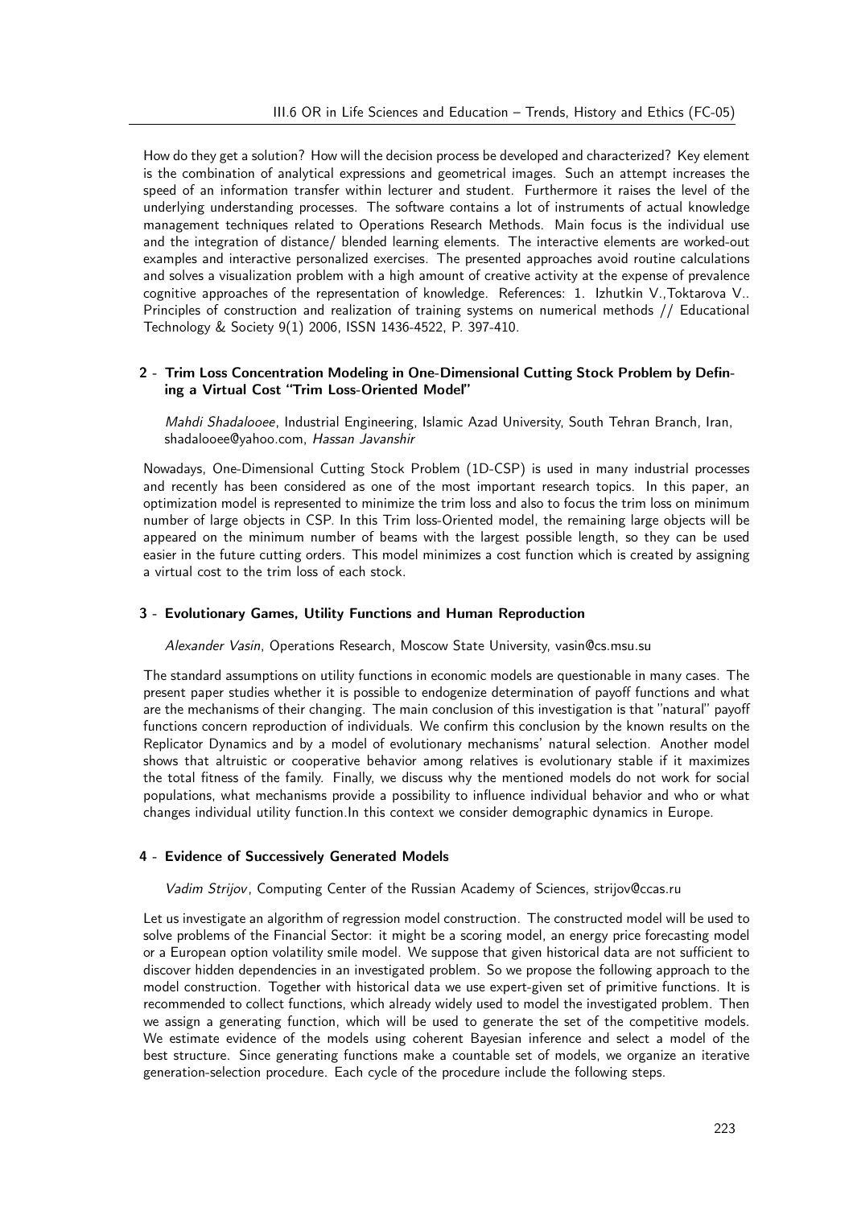How do they get a solution? How will the decision process be developed and characterized? Key element is the combination of analytical expressions and geometrical images. Such an attempt increases the speed of an information transfer within lecturer and student. Furthermore it raises the level of the underlying understanding processes. The software contains a lot of instruments of actual knowledge management techniques related to Operations Research Methods. Main focus is the individual use and the integration of distance/ blended learning elements. The interactive elements are worked-out examples and interactive personalized exercises. The presented approaches avoid routine calculations and solves a visualization problem with a high amount of creative activity at the expense of prevalence cognitive approaches of the representation of knowledge. References: 1. Izhutkin V.,Toktarova V.. Principles of construction and realization of training systems on numerical methods // Educational Technology & Society 9(1) 2006, ISSN 1436-4522, P. 397-410.

### 2 - Trim Loss Concentration Modeling in One-Dimensional Cutting Stock Problem by Defining a Virtual Cost "Trim Loss-Oriented Model"

*Mahdi Shadalooee*, Industrial Engineering, Islamic Azad University, South Tehran Branch, Iran, shadalooee@yahoo.com, *Hassan Javanshir*

Nowadays, One-Dimensional Cutting Stock Problem (1D-CSP) is used in many industrial processes and recently has been considered as one of the most important research topics. In this paper, an optimization model is represented to minimize the trim loss and also to focus the trim loss on minimum number of large objects in CSP. In this Trim loss-Oriented model, the remaining large objects will be appeared on the minimum number of beams with the largest possible length, so they can be used easier in the future cutting orders. This model minimizes a cost function which is created by assigning a virtual cost to the trim loss of each stock.

### 3 - Evolutionary Games, Utility Functions and Human Reproduction

*Alexander Vasin*, Operations Research, Moscow State University, vasin@cs.msu.su

The standard assumptions on utility functions in economic models are questionable in many cases. The present paper studies whether it is possible to endogenize determination of payoff functions and what are the mechanisms of their changing. The main conclusion of this investigation is that "natural" payoff functions concern reproduction of individuals. We confirm this conclusion by the known results on the Replicator Dynamics and by a model of evolutionary mechanisms' natural selection. Another model shows that altruistic or cooperative behavior among relatives is evolutionary stable if it maximizes the total fitness of the family. Finally, we discuss why the mentioned models do not work for social populations, what mechanisms provide a possibility to influence individual behavior and who or what changes individual utility function.In this context we consider demographic dynamics in Europe.

### 4 - Evidence of Successively Generated Models

*Vadim Strijov*, Computing Center of the Russian Academy of Sciences, strijov@ccas.ru

Let us investigate an algorithm of regression model construction. The constructed model will be used to solve problems of the Financial Sector: it might be a scoring model, an energy price forecasting model or a European option volatility smile model. We suppose that given historical data are not sufficient to discover hidden dependencies in an investigated problem. So we propose the following approach to the model construction. Together with historical data we use expert-given set of primitive functions. It is recommended to collect functions, which already widely used to model the investigated problem. Then we assign a generating function, which will be used to generate the set of the competitive models. We estimate evidence of the models using coherent Bayesian inference and select a model of the best structure. Since generating functions make a countable set of models, we organize an iterative generation-selection procedure. Each cycle of the procedure include the following steps.